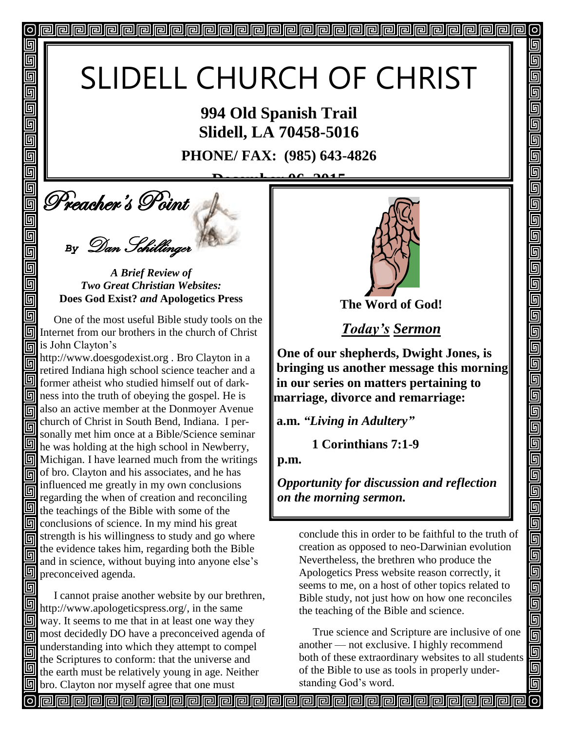# SLIDELL CHURCH OF CHRIST

**994 Old Spanish Trail**
**Slidell, LA 70458-5016**

**PHONE/ FAX: (985) 643-4826**

**December 06, 2015**

## Preacher's Point

*By Dan Schillinger*

***A Brief Review of***
***Two Great Christian Websites:***
**Does God Exist?** ***and*** **Apologetics Press**

One of the most useful Bible study tools on the Internet from our brothers in the church of Christ is John Clayton's http://www.doesgodexist.org . Bro Clayton in a retired Indiana high school science teacher and a former atheist who studied himself out of darkness into the truth of obeying the gospel. He is also an active member at the Donmoyer Avenue church of Christ in South Bend, Indiana. I personally met him once at a Bible/Science seminar he was holding at the high school in Newberry, Michigan. I have learned much from the writings of bro. Clayton and his associates, and he has influenced me greatly in my own conclusions regarding the when of creation and reconciling the teachings of the Bible with some of the conclusions of science. In my mind his great strength is his willingness to study and go where the evidence takes him, regarding both the Bible and in science, without buying into anyone else's preconceived agenda.

I cannot praise another website by our brethren, http://www.apologeticspress.org/, in the same way. It seems to me that in at least one way they most decidedly DO have a preconceived agenda of understanding into which they attempt to compel the Scriptures to conform: that the universe and the earth must be relatively young in age. Neither bro. Clayton nor myself agree that one must conclude this in order to be faithful to the truth of creation as opposed to neo-Darwinian evolution Nevertheless, the brethren who produce the Apologetics Press website reason correctly, it seems to me, on a host of other topics related to Bible study, not just how on how one reconciles the teaching of the Bible and science.

True science and Scripture are inclusive of one another — not exclusive. I highly recommend both of these extraordinary websites to all students of the Bible to use as tools in properly understanding God's word.

**The Word of God!**

***Today's Sermon***

**One of our shepherds, Dwight Jones, is bringing us another message this morning in our series on matters pertaining to marriage, divorce and remarriage:**

**a.m.** ***"Living in Adultery"***

**1 Corinthians 7:1-9**

**p.m.**

***Opportunity for discussion and reflection on the morning sermon.***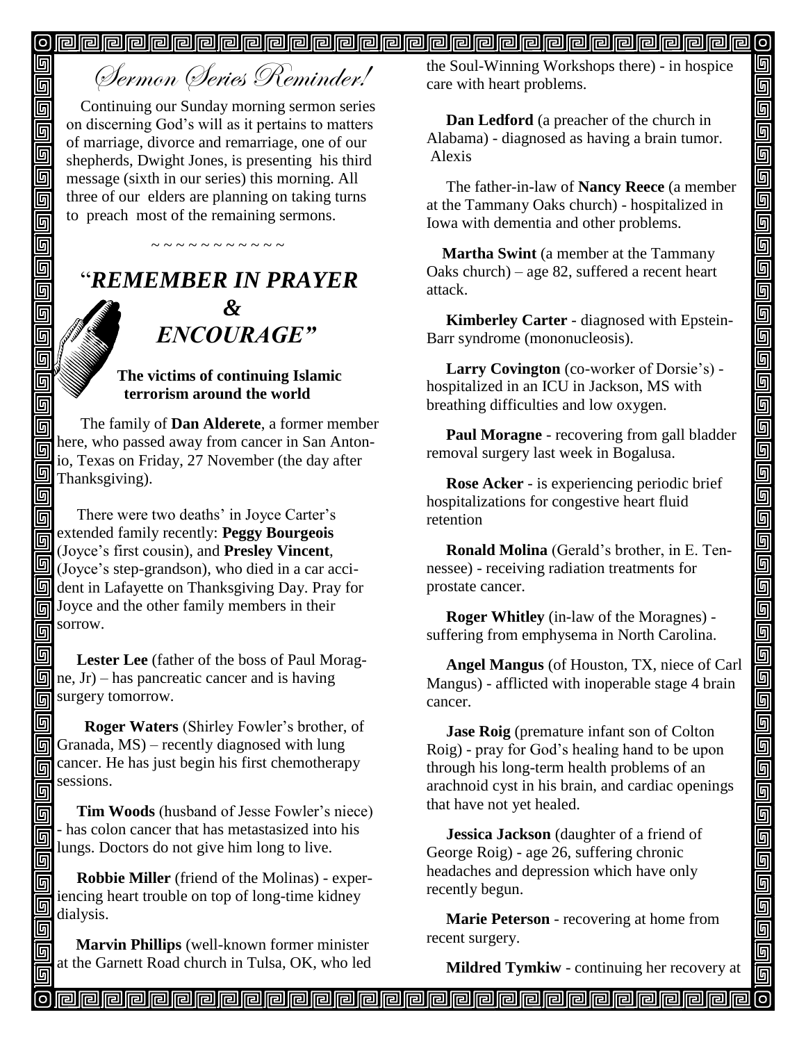# *Sermon Series Reminder!*

Continuing our Sunday morning sermon series on discerning God's will as it pertains to matters of marriage, divorce and remarriage, one of our shepherds, Dwight Jones, is presenting his third message (sixth in our series) this morning. All three of our elders are planning on taking turns to preach most of the remaining sermons.

~ ~ ~ ~ ~ ~ ~ ~ ~ ~ ~ ~

## "*REMEMBER IN PRAYER & ENCOURAGE"*

**The victims of continuing Islamic terrorism around the world**

The family of **Dan Alderete**, a former member here, who passed away from cancer in San Antonio, Texas on Friday, 27 November (the day after Thanksgiving).

There were two deaths' in Joyce Carter's extended family recently: **Peggy Bourgeois** (Joyce's first cousin), and **Presley Vincent**, (Joyce's step-grandson), who died in a car accident in Lafayette on Thanksgiving Day. Pray for Joyce and the other family members in their sorrow.

**Lester Lee** (father of the boss of Paul Moragne, Jr) – has pancreatic cancer and is having surgery tomorrow.

**Roger Waters** (Shirley Fowler's brother, of Granada, MS) – recently diagnosed with lung cancer. He has just begin his first chemotherapy sessions.

**Tim Woods** (husband of Jesse Fowler's niece) - has colon cancer that has metastasized into his lungs. Doctors do not give him long to live.

**Robbie Miller** (friend of the Molinas) - experiencing heart trouble on top of long-time kidney dialysis.

**Marvin Phillips** (well-known former minister at the Garnett Road church in Tulsa, OK, who led the Soul-Winning Workshops there) - in hospice care with heart problems.

**Dan Ledford** (a preacher of the church in Alabama) - diagnosed as having a brain tumor. Alexis

The father-in-law of **Nancy Reece** (a member at the Tammany Oaks church) - hospitalized in Iowa with dementia and other problems.

**Martha Swint** (a member at the Tammany Oaks church) – age 82, suffered a recent heart attack.

**Kimberley Carter** - diagnosed with Epstein-Barr syndrome (mononucleosis).

**Larry Covington** (co-worker of Dorsie's) - hospitalized in an ICU in Jackson, MS with breathing difficulties and low oxygen.

**Paul Moragne** - recovering from gall bladder removal surgery last week in Bogalusa.

**Rose Acker** - is experiencing periodic brief hospitalizations for congestive heart fluid retention

**Ronald Molina** (Gerald's brother, in E. Tennessee) - receiving radiation treatments for prostate cancer.

**Roger Whitley** (in-law of the Moragnes) - suffering from emphysema in North Carolina.

**Angel Mangus** (of Houston, TX, niece of Carl Mangus) - afflicted with inoperable stage 4 brain cancer.

**Jase Roig** (premature infant son of Colton Roig) - pray for God's healing hand to be upon through his long-term health problems of an arachnoid cyst in his brain, and cardiac openings that have not yet healed.

**Jessica Jackson** (daughter of a friend of George Roig) - age 26, suffering chronic headaches and depression which have only recently begun.

**Marie Peterson** - recovering at home from recent surgery.

**Mildred Tymkiw** - continuing her recovery at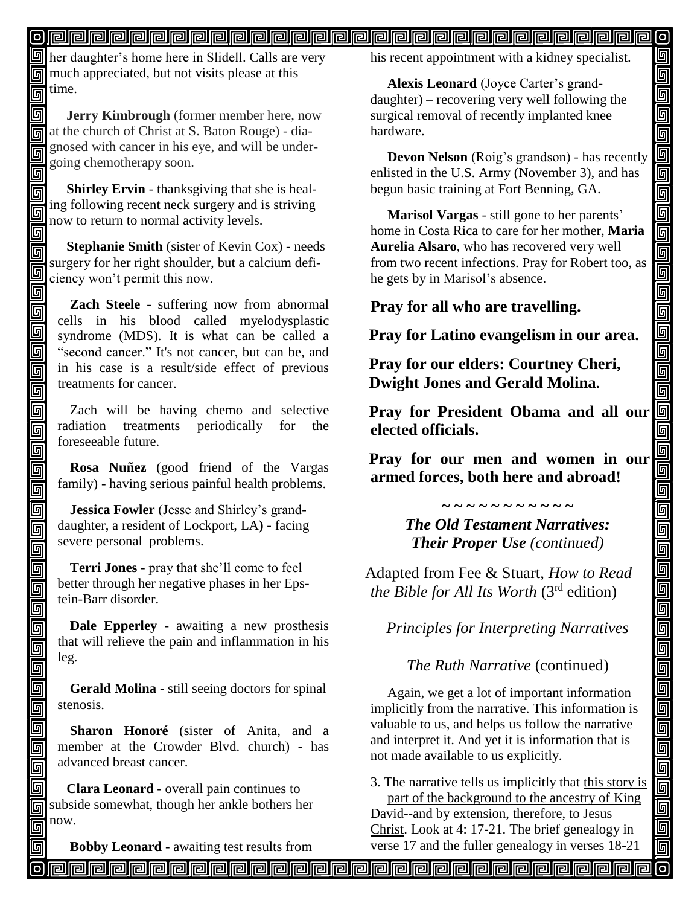her daughter's home here in Slidell. Calls are very much appreciated, but not visits please at this time.

**Jerry Kimbrough** (former member here, now at the church of Christ at S. Baton Rouge) - diagnosed with cancer in his eye, and will be undergoing chemotherapy soon.

**Shirley Ervin** - thanksgiving that she is healing following recent neck surgery and is striving now to return to normal activity levels.

**Stephanie Smith** (sister of Kevin Cox) - needs surgery for her right shoulder, but a calcium deficiency won't permit this now.

**Zach Steele** - suffering now from abnormal cells in his blood called myelodysplastic syndrome (MDS). It is what can be called a "second cancer." It's not cancer, but can be, and in his case is a result/side effect of previous treatments for cancer.

Zach will be having chemo and selective radiation treatments periodically for the foreseeable future.

**Rosa Nuñez** (good friend of the Vargas family) - having serious painful health problems.

**Jessica Fowler** (Jesse and Shirley's granddaughter, a resident of Lockport, LA**)** - facing severe personal problems.

**Terri Jones** - pray that she'll come to feel better through her negative phases in her Epstein-Barr disorder.

**Dale Epperley** - awaiting a new prosthesis that will relieve the pain and inflammation in his leg.

**Gerald Molina** - still seeing doctors for spinal stenosis.

**Sharon Honoré** (sister of Anita, and a member at the Crowder Blvd. church) - has advanced breast cancer.

**Clara Leonard** - overall pain continues to subside somewhat, though her ankle bothers her now.

**Bobby Leonard** - awaiting test results from his recent appointment with a kidney specialist.

**Alexis Leonard** (Joyce Carter's granddaughter) – recovering very well following the surgical removal of recently implanted knee hardware.

**Devon Nelson** (Roig's grandson) - has recently enlisted in the U.S. Army (November 3), and has begun basic training at Fort Benning, GA.

**Marisol Vargas** - still gone to her parents' home in Costa Rica to care for her mother, **Maria Aurelia Alsaro**, who has recovered very well from two recent infections. Pray for Robert too, as he gets by in Marisol's absence.

**Pray for all who are travelling.**

**Pray for Latino evangelism in our area.**

**Pray for our elders: Courtney Cheri, Dwight Jones and Gerald Molina.**

**Pray for President Obama and all our elected officials.**

**Pray for our men and women in our armed forces, both here and abroad!**

~ ~ ~ ~ ~ ~ ~ ~ ~ ~ ~

***The Old Testament Narratives: Their Proper Use*** *(continued)*

Adapted from Fee & Stuart, *How to Read the Bible for All Its Worth* (3rd edition)

*Principles for Interpreting Narratives*

*The Ruth Narrative* (continued)

Again, we get a lot of important information implicitly from the narrative. This information is valuable to us, and helps us follow the narrative and interpret it. And yet it is information that is not made available to us explicitly.

3. The narrative tells us implicitly that this story is part of the background to the ancestry of King David--and by extension, therefore, to Jesus Christ. Look at 4: 17-21. The brief genealogy in verse 17 and the fuller genealogy in verses 18-21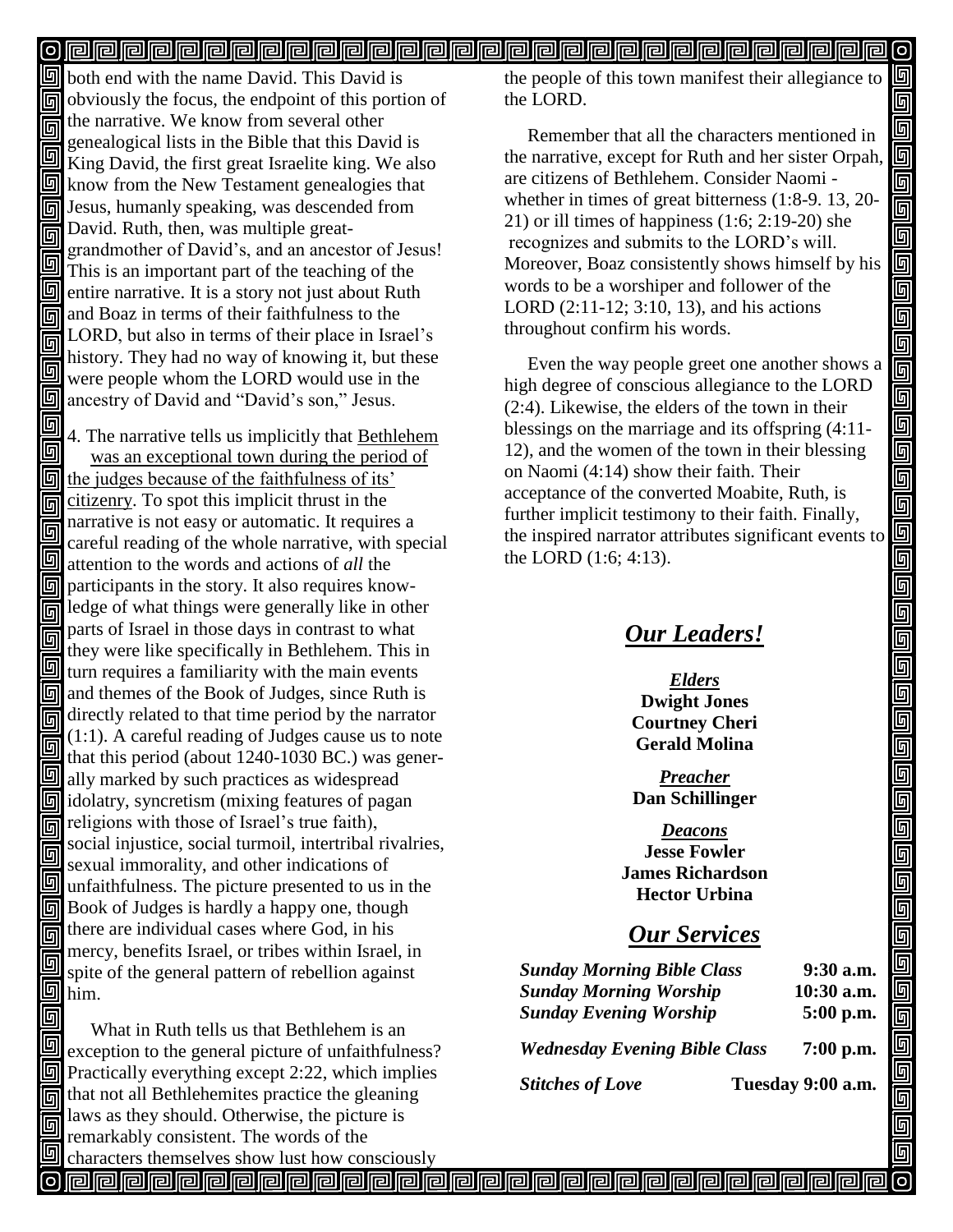both end with the name David. This David is obviously the focus, the endpoint of this portion of the narrative. We know from several other genealogical lists in the Bible that this David is King David, the first great Israelite king. We also know from the New Testament genealogies that Jesus, humanly speaking, was descended from David. Ruth, then, was multiple great-grandmother of David's, and an ancestor of Jesus! This is an important part of the teaching of the entire narrative. It is a story not just about Ruth and Boaz in terms of their faithfulness to the LORD, but also in terms of their place in Israel's history. They had no way of knowing it, but these were people whom the LORD would use in the ancestry of David and "David's son," Jesus.

4. The narrative tells us implicitly that Bethlehem was an exceptional town during the period of the judges because of the faithfulness of its' citizenry. To spot this implicit thrust in the narrative is not easy or automatic. It requires a careful reading of the whole narrative, with special attention to the words and actions of *all* the participants in the story. It also requires knowledge of what things were generally like in other parts of Israel in those days in contrast to what they were like specifically in Bethlehem. This in turn requires a familiarity with the main events and themes of the Book of Judges, since Ruth is directly related to that time period by the narrator (1:1). A careful reading of Judges cause us to note that this period (about 1240-1030 BC.) was generally marked by such practices as widespread idolatry, syncretism (mixing features of pagan religions with those of Israel's true faith), social injustice, social turmoil, intertribal rivalries, sexual immorality, and other indications of unfaithfulness. The picture presented to us in the Book of Judges is hardly a happy one, though there are individual cases where God, in his mercy, benefits Israel, or tribes within Israel, in spite of the general pattern of rebellion against him.

What in Ruth tells us that Bethlehem is an exception to the general picture of unfaithfulness? Practically everything except 2:22, which implies that not all Bethlehemites practice the gleaning laws as they should. Otherwise, the picture is remarkably consistent. The words of the characters themselves show lust how consciously the people of this town manifest their allegiance to the LORD.

Remember that all the characters mentioned in the narrative, except for Ruth and her sister Orpah, are citizens of Bethlehem. Consider Naomi - whether in times of great bitterness (1:8-9. 13, 20-21) or ill times of happiness (1:6; 2:19-20) she recognizes and submits to the LORD's will. Moreover, Boaz consistently shows himself by his words to be a worshiper and follower of the LORD (2:11-12; 3:10, 13), and his actions throughout confirm his words.

Even the way people greet one another shows a high degree of conscious allegiance to the LORD (2:4). Likewise, the elders of the town in their blessings on the marriage and its offspring (4:11-12), and the women of the town in their blessing on Naomi (4:14) show their faith. Their acceptance of the converted Moabite, Ruth, is further implicit testimony to their faith. Finally, the inspired narrator attributes significant events to the LORD (1:6; 4:13).

## *Our Leaders!*

***Elders***

**Dwight Jones**
**Courtney Cheri**
**Gerald Molina**

***Preacher***

**Dan Schillinger**

***Deacons***

**Jesse Fowler**
**James Richardson**
**Hector Urbina**

## *Our Services*

| | |
|---|---|
| ***Sunday Morning Bible Class*** | **9:30 a.m.** |
| ***Sunday Morning Worship*** | **10:30 a.m.** |
| ***Sunday Evening Worship*** | **5:00 p.m.** |
| ***Wednesday Evening Bible Class*** | **7:00 p.m.** |
| ***Stitches of Love*** | **Tuesday 9:00 a.m.** |